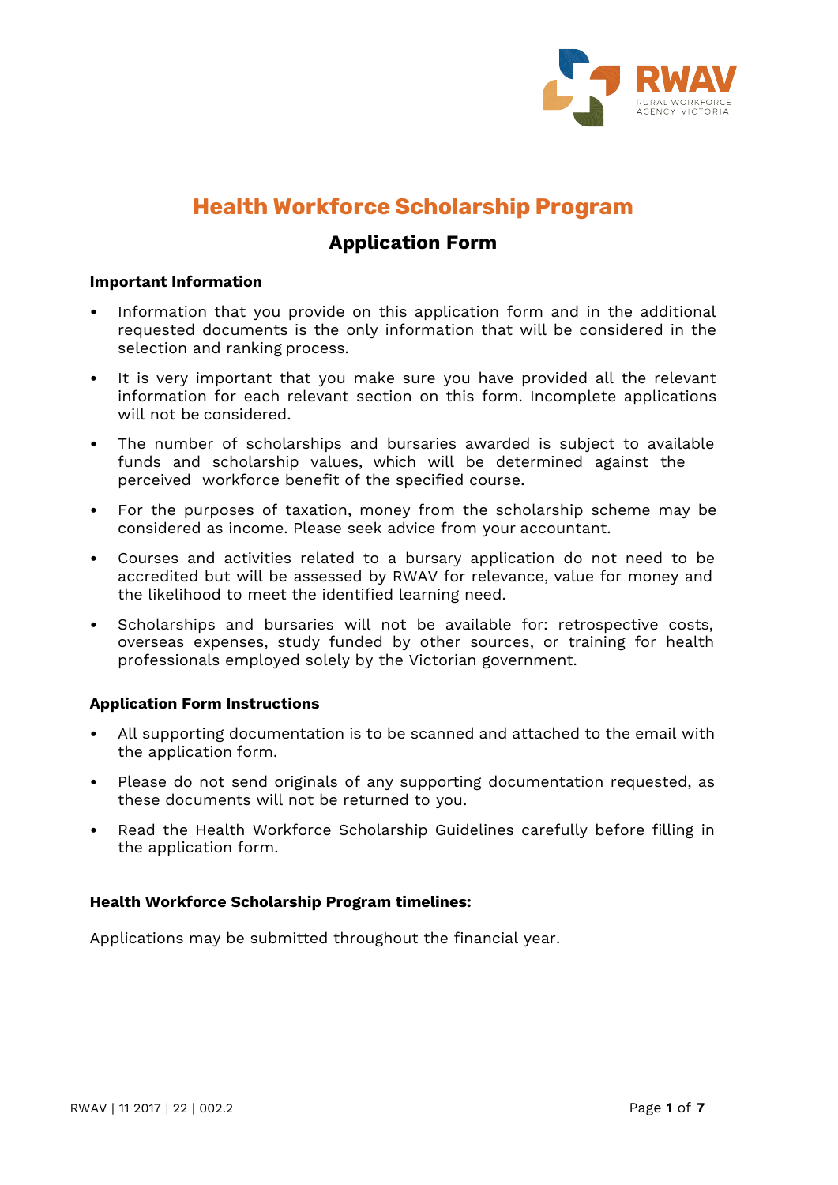# Health Workforce Scholarship Program

## Application Form

**Important Information**

- Information that you provide on this application form and in the additional requested documents is the only information that will be considered in the selection and ranking process.
- It is very important that you make sure you have provided all the relevant information for each relevant section on this form. Incomplete applications will not be considered.
- The number of scholarships and bursaries awarded is subject to available funds and scholarship values, which will be determined against the perceived workforce benefit of the specified course.
- For the purposes of taxation, money from the scholarship scheme may be considered as income. Please seek advice from your accountant.
- Courses and activities related to a bursary application do not need to be accredited but will be assessed by RWAV for relevance, value for money and the likelihood to meet the identified learning need.
- Scholarships and bursaries will not be available for: retrospective costs, overseas expenses, study funded by other sources, or training for health professionals employed solely by the Victorian government.

**Application Form Instructions**

- All supporting documentation is to be scanned and attached to the email with the application form.
- Please do not send originals of any supporting documentation requested, as these documents will not be returned to you.
- Read the Health Workforce Scholarship Guidelines carefully before filling in the application form.

**Health Workforce Scholarship Program timelines:**

Applications may be submitted throughout the financial year.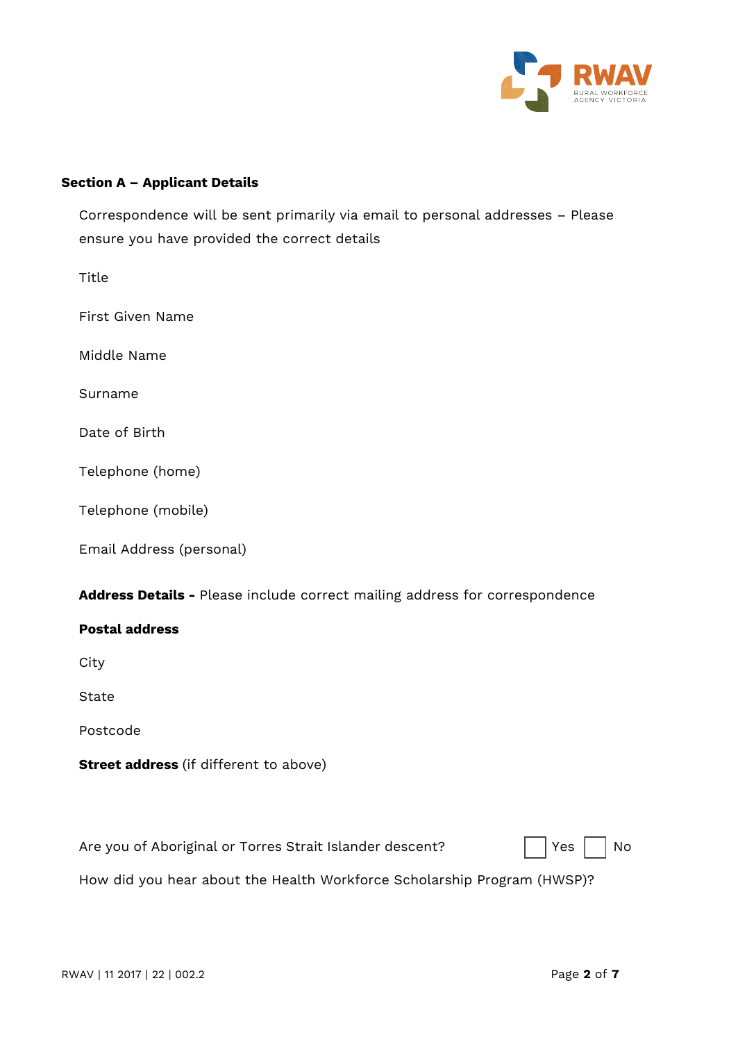**Section A – Applicant Details**

Correspondence will be sent primarily via email to personal addresses – Please ensure you have provided the correct details

Title

First Given Name

Middle Name

Surname

Date of Birth

Telephone (home)

Telephone (mobile)

Email Address (personal)

**Address Details -** Please include correct mailing address for correspondence

**Postal address**

City

State

Postcode

**Street address** (if different to above)

Are you of Aboriginal or Torres Strait Islander descent? ☐ Yes ☐ No

How did you hear about the Health Workforce Scholarship Program (HWSP)?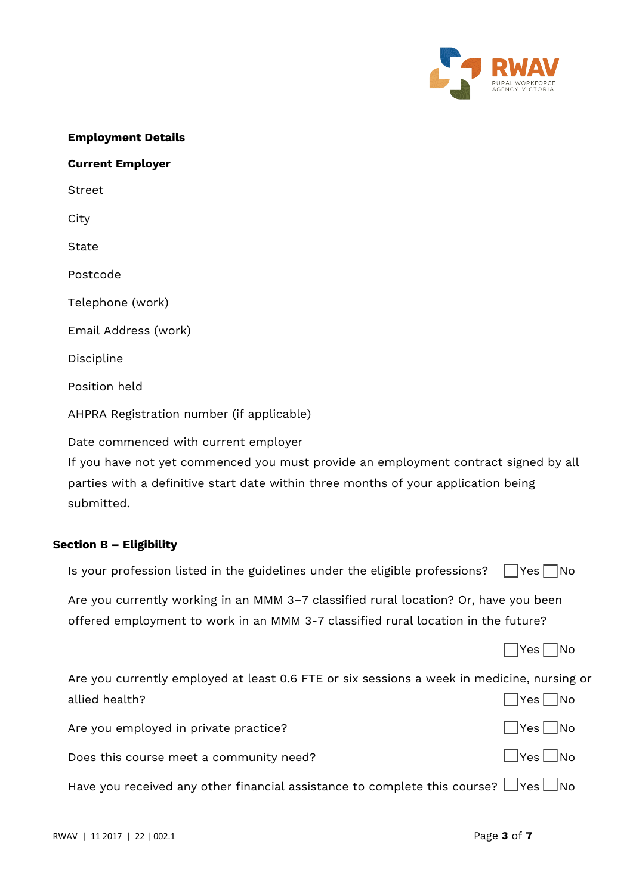**Employment Details**

**Current Employer**

Street

City

State

Postcode

Telephone (work)

Email Address (work)

Discipline

Position held

AHPRA Registration number (if applicable)

Date commenced with current employer

If you have not yet commenced you must provide an employment contract signed by all parties with a definitive start date within three months of your application being submitted.

**Section B – Eligibility**

Is your profession listed in the guidelines under the eligible professions? ☐ Yes ☐ No

Are you currently working in an MMM 3–7 classified rural location? Or, have you been offered employment to work in an MMM 3-7 classified rural location in the future?

☐ Yes ☐ No

Are you currently employed at least 0.6 FTE or six sessions a week in medicine, nursing or allied health? ☐ Yes ☐ No

Are you employed in private practice? ☐ Yes ☐ No

Does this course meet a community need? ☐ Yes ☐ No

Have you received any other financial assistance to complete this course? ☐ Yes ☐ No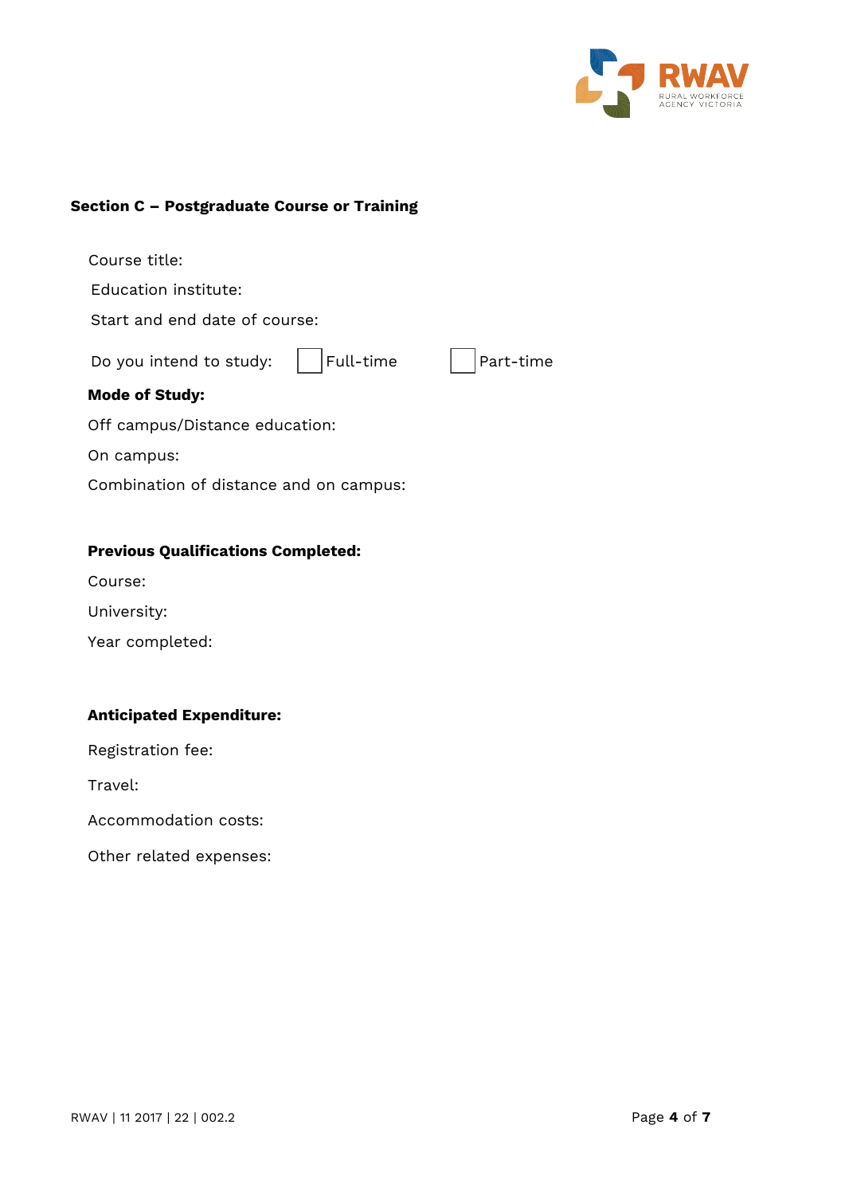## Section C – Postgraduate Course or Training

Course title:

Education institute:

Start and end date of course:

Do you intend to study: ☐ Full-time ☐ Part-time

**Mode of Study:**

Off campus/Distance education:

On campus:

Combination of distance and on campus:

**Previous Qualifications Completed:**

Course:

University:

Year completed:

**Anticipated Expenditure:**

Registration fee:

Travel:

Accommodation costs:

Other related expenses: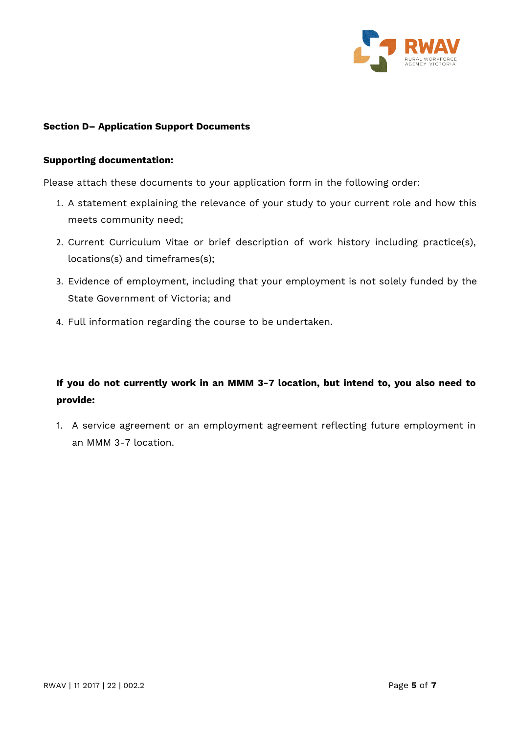**Section D– Application Support Documents**

**Supporting documentation:**

Please attach these documents to your application form in the following order:

1. A statement explaining the relevance of your study to your current role and how this meets community need;
2. Current Curriculum Vitae or brief description of work history including practice(s), locations(s) and timeframes(s);
3. Evidence of employment, including that your employment is not solely funded by the State Government of Victoria; and
4. Full information regarding the course to be undertaken.

**If you do not currently work in an MMM 3-7 location, but intend to, you also need to provide:**

1. A service agreement or an employment agreement reflecting future employment in an MMM 3-7 location.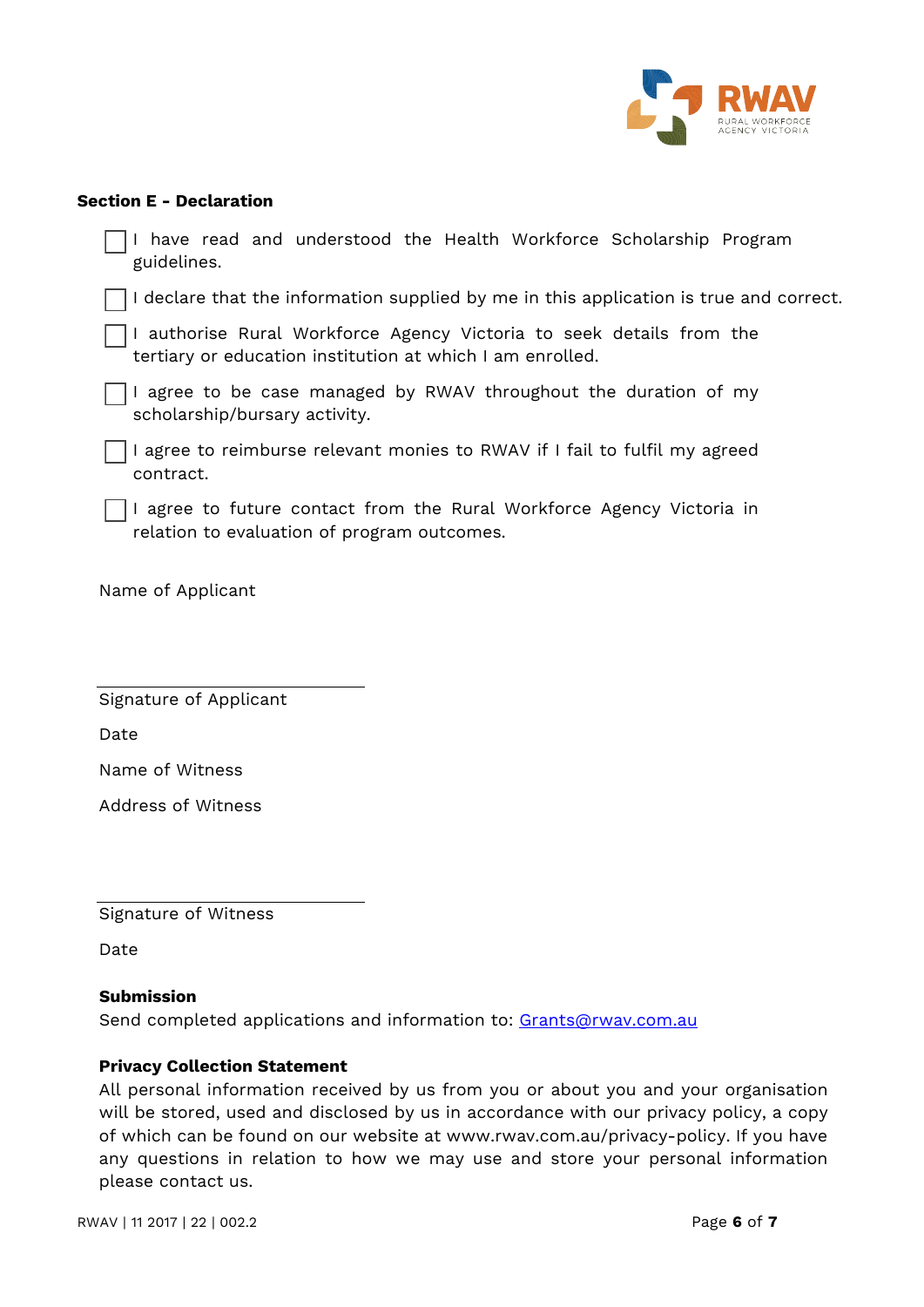**Section E - Declaration**

- [ ] I have read and understood the Health Workforce Scholarship Program guidelines.
- [ ] I declare that the information supplied by me in this application is true and correct.
- [ ] I authorise Rural Workforce Agency Victoria to seek details from the tertiary or education institution at which I am enrolled.
- [ ] I agree to be case managed by RWAV throughout the duration of my scholarship/bursary activity.
- [ ] I agree to reimburse relevant monies to RWAV if I fail to fulfil my agreed contract.
- [ ] I agree to future contact from the Rural Workforce Agency Victoria in relation to evaluation of program outcomes.

Name of Applicant

\_\_\_\_\_\_\_\_\_\_\_\_\_\_\_\_\_\_\_\_\_\_\_\_\_\_\_\_\_\_

Signature of Applicant

Date

Name of Witness

Address of Witness

\_\_\_\_\_\_\_\_\_\_\_\_\_\_\_\_\_\_\_\_\_\_\_\_\_\_\_\_\_\_

Signature of Witness

Date

**Submission**

Send completed applications and information to: Grants@rwav.com.au

**Privacy Collection Statement**

All personal information received by us from you or about you and your organisation will be stored, used and disclosed by us in accordance with our privacy policy, a copy of which can be found on our website at www.rwav.com.au/privacy-policy. If you have any questions in relation to how we may use and store your personal information please contact us.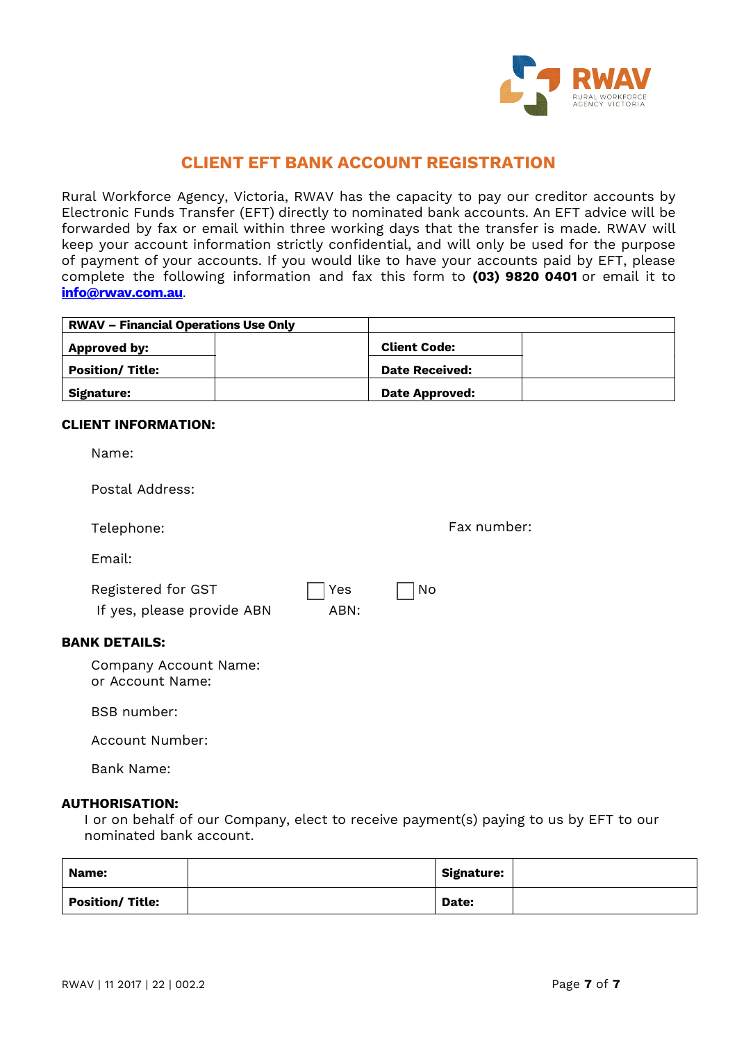# CLIENT EFT BANK ACCOUNT REGISTRATION

Rural Workforce Agency, Victoria, RWAV has the capacity to pay our creditor accounts by Electronic Funds Transfer (EFT) directly to nominated bank accounts. An EFT advice will be forwarded by fax or email within three working days that the transfer is made. RWAV will keep your account information strictly confidential, and will only be used for the purpose of payment of your accounts. If you would like to have your accounts paid by EFT, please complete the following information and fax this form to **(03) 9820 0401** or email it to **info@rwav.com.au**.

| **RWAV – Financial Operations Use Only** | | | |
|---|---|---|---|
| **Approved by:** | | **Client Code:** | |
| **Position/ Title:** | | **Date Received:** | |
| **Signature:** | | **Date Approved:** | |

**CLIENT INFORMATION:**

Name:

Postal Address:

Telephone: Fax number:

Email:

Registered for GST ☐ Yes ☐ No

If yes, please provide ABN ABN:

**BANK DETAILS:**

Company Account Name:
or Account Name:

BSB number:

Account Number:

Bank Name:

**AUTHORISATION:**

I or on behalf of our Company, elect to receive payment(s) paying to us by EFT to our nominated bank account.

| | | | |
|---|---|---|---|
| **Name:** | | **Signature:** | |
| **Position/ Title:** | | **Date:** | |

RWAV | 11 2017 | 22 | 002.2